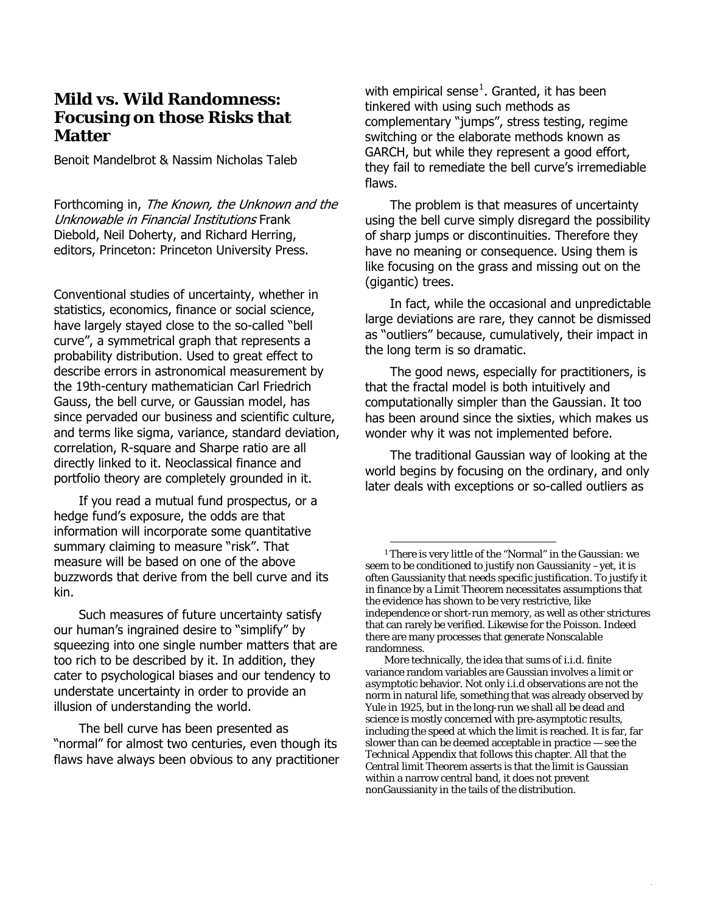# Mild vs. Wild Randomness: Focusing on those Risks that Matter

Benoit Mandelbrot & Nassim Nicholas Taleb

Forthcoming in, *The Known, the Unknown and the Unknowable in Financial Institutions* Frank Diebold, Neil Doherty, and Richard Herring, editors, Princeton: Princeton University Press.

Conventional studies of uncertainty, whether in statistics, economics, finance or social science, have largely stayed close to the so-called "bell curve", a symmetrical graph that represents a probability distribution. Used to great effect to describe errors in astronomical measurement by the 19th-century mathematician Carl Friedrich Gauss, the bell curve, or Gaussian model, has since pervaded our business and scientific culture, and terms like sigma, variance, standard deviation, correlation, R-square and Sharpe ratio are all directly linked to it. Neoclassical finance and portfolio theory are completely grounded in it.

If you read a mutual fund prospectus, or a hedge fund's exposure, the odds are that information will incorporate some quantitative summary claiming to measure "risk". That measure will be based on one of the above buzzwords that derive from the bell curve and its kin.

Such measures of future uncertainty satisfy our human's ingrained desire to "simplify" by squeezing into one single number matters that are too rich to be described by it. In addition, they cater to psychological biases and our tendency to understate uncertainty in order to provide an illusion of understanding the world.

The bell curve has been presented as "normal" for almost two centuries, even though its flaws have always been obvious to any practitioner with empirical sense[1]. Granted, it has been tinkered with using such methods as complementary "jumps", stress testing, regime switching or the elaborate methods known as GARCH, but while they represent a good effort, they fail to remediate the bell curve's irremediable flaws.

The problem is that measures of uncertainty using the bell curve simply disregard the possibility of sharp jumps or discontinuities. Therefore they have no meaning or consequence. Using them is like focusing on the grass and missing out on the (gigantic) trees.

In fact, while the occasional and unpredictable large deviations are rare, they cannot be dismissed as "outliers" because, cumulatively, their impact in the long term is so dramatic.

The good news, especially for practitioners, is that the fractal model is both intuitively and computationally simpler than the Gaussian. It too has been around since the sixties, which makes us wonder why it was not implemented before.

The traditional Gaussian way of looking at the world begins by focusing on the ordinary, and only later deals with exceptions or so-called outliers as

---

[1] There is very little of the "Normal" in the Gaussian: we seem to be conditioned to justify non Gaussianity – yet, it is often Gaussianity that needs specific justification. To justify it in finance by a Limit Theorem necessitates assumptions that the evidence has shown to be very restrictive, like independence or short-run memory, as well as other strictures that can rarely be verified. Likewise for the Poisson. Indeed there are many processes that generate Nonscalable randomness.

More technically, the idea that sums of i.i.d. finite variance random variables are Gaussian involves a limit or asymptotic behavior. Not only i.i.d observations are not the norm in natural life, something that was already observed by Yule in 1925, but in the long-run we shall all be dead and science is mostly concerned with pre-asymptotic results, including the speed at which the limit is reached. It is far, far slower than can be deemed acceptable in practice — see the Technical Appendix that follows this chapter. All that the Central limit Theorem asserts is that the limit is Gaussian within a narrow central band, it does not prevent nonGaussianity in the tails of the distribution.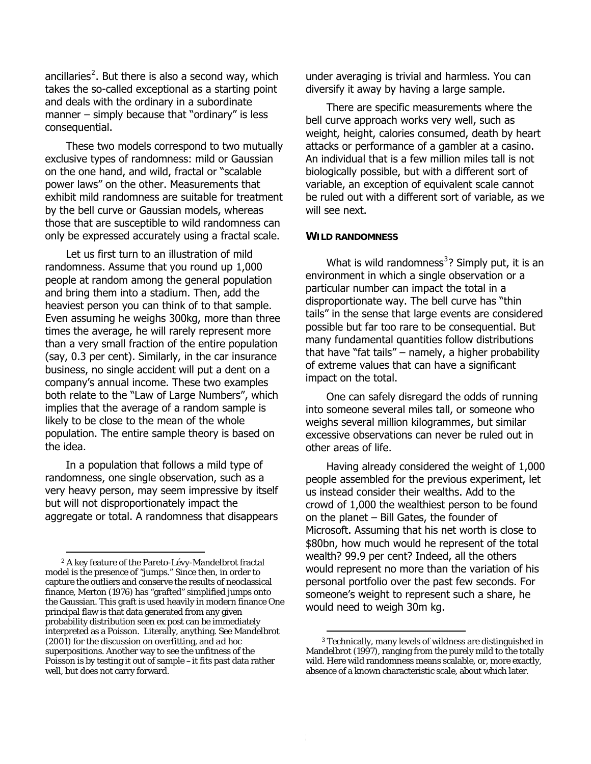ancillaries[2]. But there is also a second way, which takes the so-called exceptional as a starting point and deals with the ordinary in a subordinate manner – simply because that "ordinary" is less consequential.

These two models correspond to two mutually exclusive types of randomness: mild or Gaussian on the one hand, and wild, fractal or "scalable power laws" on the other. Measurements that exhibit mild randomness are suitable for treatment by the bell curve or Gaussian models, whereas those that are susceptible to wild randomness can only be expressed accurately using a fractal scale.

Let us first turn to an illustration of mild randomness. Assume that you round up 1,000 people at random among the general population and bring them into a stadium. Then, add the heaviest person you can think of to that sample. Even assuming he weighs 300kg, more than three times the average, he will rarely represent more than a very small fraction of the entire population (say, 0.3 per cent). Similarly, in the car insurance business, no single accident will put a dent on a company's annual income. These two examples both relate to the "Law of Large Numbers", which implies that the average of a random sample is likely to be close to the mean of the whole population. The entire sample theory is based on the idea.

In a population that follows a mild type of randomness, one single observation, such as a very heavy person, may seem impressive by itself but will not disproportionately impact the aggregate or total. A randomness that disappears under averaging is trivial and harmless. You can diversify it away by having a large sample.

There are specific measurements where the bell curve approach works very well, such as weight, height, calories consumed, death by heart attacks or performance of a gambler at a casino. An individual that is a few million miles tall is not biologically possible, but with a different sort of variable, an exception of equivalent scale cannot be ruled out with a different sort of variable, as we will see next.

### WILD RANDOMNESS

What is wild randomness[3]? Simply put, it is an environment in which a single observation or a particular number can impact the total in a disproportionate way. The bell curve has "thin tails" in the sense that large events are considered possible but far too rare to be consequential. But many fundamental quantities follow distributions that have "fat tails" – namely, a higher probability of extreme values that can have a significant impact on the total.

One can safely disregard the odds of running into someone several miles tall, or someone who weighs several million kilogrammes, but similar excessive observations can never be ruled out in other areas of life.

Having already considered the weight of 1,000 people assembled for the previous experiment, let us instead consider their wealths. Add to the crowd of 1,000 the wealthiest person to be found on the planet – Bill Gates, the founder of Microsoft. Assuming that his net worth is close to \$80bn, how much would he represent of the total wealth? 99.9 per cent? Indeed, all the others would represent no more than the variation of his personal portfolio over the past few seconds. For someone's weight to represent such a share, he would need to weigh 30m kg.

---

[2] A key feature of the Pareto-Lévy-Mandelbrot fractal model is the presence of "jumps." Since then, in order to capture the outliers and conserve the results of neoclassical finance, Merton (1976) has "grafted" simplified jumps onto the Gaussian. This graft is used heavily in modern finance One principal flaw is that data generated from any given probability distribution seen ex post can be immediately interpreted as a Poisson. Literally, anything. See Mandelbrot (2001) for the discussion on overfitting, and ad hoc superpositions. Another way to see the unfitness of the Poisson is by testing it out of sample – it fits past data rather well, but does not carry forward.

[3] Technically, many levels of wildness are distinguished in Mandelbrot (1997), ranging from the purely mild to the totally wild. Here wild randomness means scalable, or, more exactly, absence of a known characteristic scale, about which later.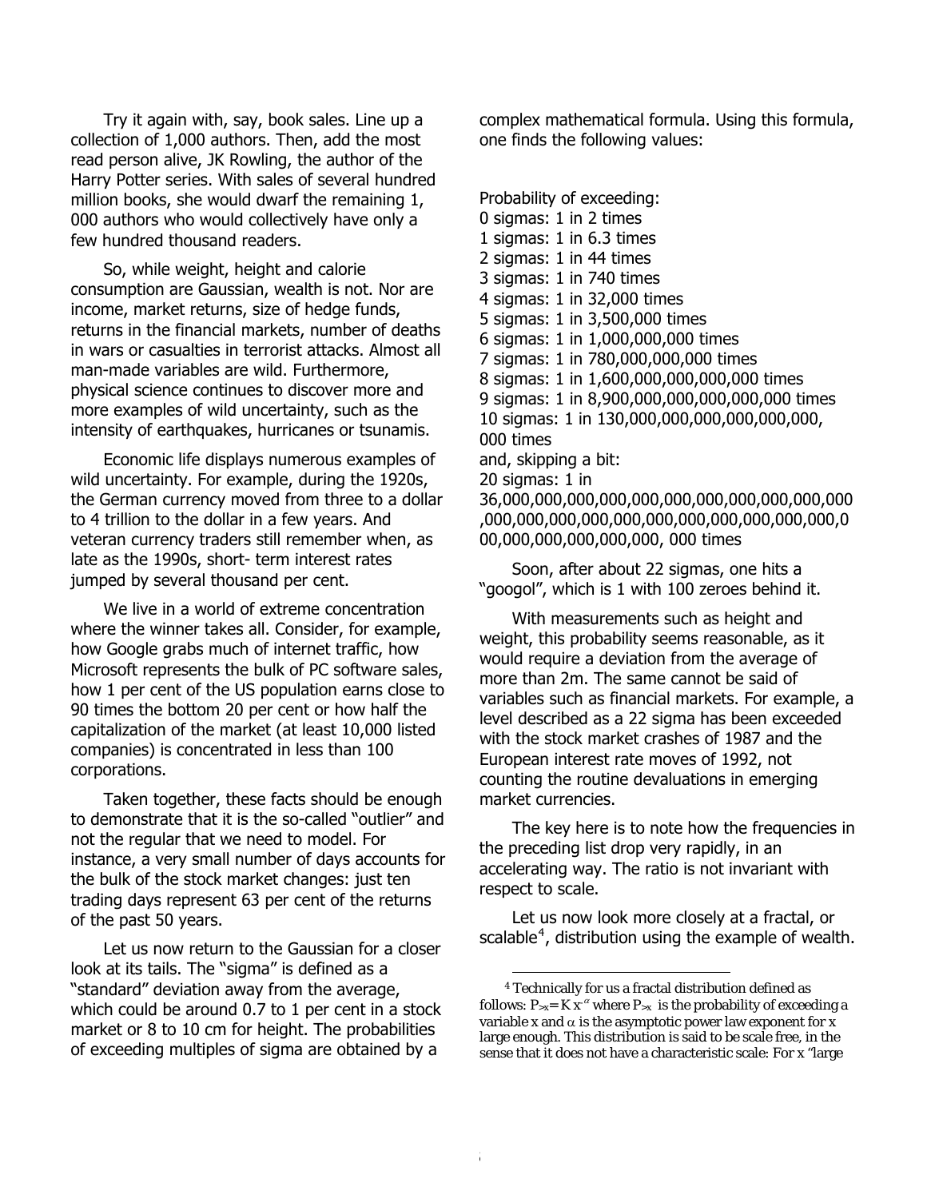Try it again with, say, book sales. Line up a collection of 1,000 authors. Then, add the most read person alive, JK Rowling, the author of the Harry Potter series. With sales of several hundred million books, she would dwarf the remaining 1, 000 authors who would collectively have only a few hundred thousand readers.

So, while weight, height and calorie consumption are Gaussian, wealth is not. Nor are income, market returns, size of hedge funds, returns in the financial markets, number of deaths in wars or casualties in terrorist attacks. Almost all man-made variables are wild. Furthermore, physical science continues to discover more and more examples of wild uncertainty, such as the intensity of earthquakes, hurricanes or tsunamis.

Economic life displays numerous examples of wild uncertainty. For example, during the 1920s, the German currency moved from three to a dollar to 4 trillion to the dollar in a few years. And veteran currency traders still remember when, as late as the 1990s, short- term interest rates jumped by several thousand per cent.

We live in a world of extreme concentration where the winner takes all. Consider, for example, how Google grabs much of internet traffic, how Microsoft represents the bulk of PC software sales, how 1 per cent of the US population earns close to 90 times the bottom 20 per cent or how half the capitalization of the market (at least 10,000 listed companies) is concentrated in less than 100 corporations.

Taken together, these facts should be enough to demonstrate that it is the so-called "outlier" and not the regular that we need to model. For instance, a very small number of days accounts for the bulk of the stock market changes: just ten trading days represent 63 per cent of the returns of the past 50 years.

Let us now return to the Gaussian for a closer look at its tails. The "sigma" is defined as a "standard" deviation away from the average, which could be around 0.7 to 1 per cent in a stock market or 8 to 10 cm for height. The probabilities of exceeding multiples of sigma are obtained by a complex mathematical formula. Using this formula, one finds the following values:

Probability of exceeding:
0 sigmas: 1 in 2 times
1 sigmas: 1 in 6.3 times
2 sigmas: 1 in 44 times
3 sigmas: 1 in 740 times
4 sigmas: 1 in 32,000 times
5 sigmas: 1 in 3,500,000 times
6 sigmas: 1 in 1,000,000,000 times
7 sigmas: 1 in 780,000,000,000 times
8 sigmas: 1 in 1,600,000,000,000,000 times
9 sigmas: 1 in 8,900,000,000,000,000,000 times
10 sigmas: 1 in 130,000,000,000,000,000,000, 000 times
and, skipping a bit:
20 sigmas: 1 in 36,000,000,000,000,000,000,000,000,000,000,000,000,000,000,000,000,000,000,000,000,000,000,000,000,000,000, 000 times

Soon, after about 22 sigmas, one hits a "googol", which is 1 with 100 zeroes behind it.

With measurements such as height and weight, this probability seems reasonable, as it would require a deviation from the average of more than 2m. The same cannot be said of variables such as financial markets. For example, a level described as a 22 sigma has been exceeded with the stock market crashes of 1987 and the European interest rate moves of 1992, not counting the routine devaluations in emerging market currencies.

The key here is to note how the frequencies in the preceding list drop very rapidly, in an accelerating way. The ratio is not invariant with respect to scale.

Let us now look more closely at a fractal, or scalable[4], distribution using the example of wealth.

[4] Technically for us a fractal distribution defined as follows: $P_{>x} = K x^{-\alpha}$ where $P_{>x}$ is the probability of exceeding a variable x and $\alpha$ is the asymptotic power law exponent for x large enough. This distribution is said to be scale free, in the sense that it does not have a characteristic scale: For x "large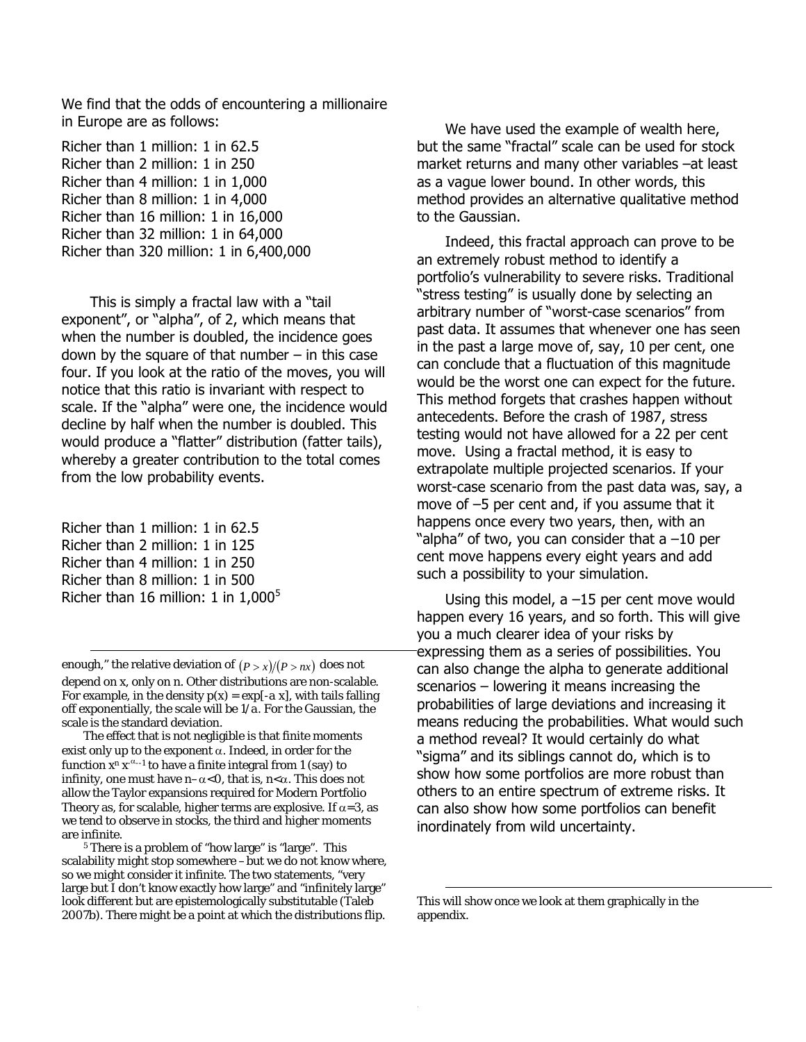We find that the odds of encountering a millionaire in Europe are as follows:

Richer than 1 million: 1 in 62.5
Richer than 2 million: 1 in 250
Richer than 4 million: 1 in 1,000
Richer than 8 million: 1 in 4,000
Richer than 16 million: 1 in 16,000
Richer than 32 million: 1 in 64,000
Richer than 320 million: 1 in 6,400,000

This is simply a fractal law with a "tail exponent", or "alpha", of 2, which means that when the number is doubled, the incidence goes down by the square of that number – in this case four. If you look at the ratio of the moves, you will notice that this ratio is invariant with respect to scale. If the "alpha" were one, the incidence would decline by half when the number is doubled. This would produce a "flatter" distribution (fatter tails), whereby a greater contribution to the total comes from the low probability events.

Richer than 1 million: 1 in 62.5
Richer than 2 million: 1 in 125
Richer than 4 million: 1 in 250
Richer than 8 million: 1 in 500
Richer than 16 million: 1 in 1,000[5]

We have used the example of wealth here, but the same "fractal" scale can be used for stock market returns and many other variables –at least as a vague lower bound. In other words, this method provides an alternative qualitative method to the Gaussian.

Indeed, this fractal approach can prove to be an extremely robust method to identify a portfolio's vulnerability to severe risks. Traditional "stress testing" is usually done by selecting an arbitrary number of "worst-case scenarios" from past data. It assumes that whenever one has seen in the past a large move of, say, 10 per cent, one can conclude that a fluctuation of this magnitude would be the worst one can expect for the future. This method forgets that crashes happen without antecedents. Before the crash of 1987, stress testing would not have allowed for a 22 per cent move. Using a fractal method, it is easy to extrapolate multiple projected scenarios. If your worst-case scenario from the past data was, say, a move of –5 per cent and, if you assume that it happens once every two years, then, with an "alpha" of two, you can consider that a –10 per cent move happens every eight years and add such a possibility to your simulation.

Using this model, a –15 per cent move would happen every 16 years, and so forth. This will give you a much clearer idea of your risks by expressing them as a series of possibilities. You can also change the alpha to generate additional scenarios – lowering it means increasing the probabilities of large deviations and increasing it means reducing the probabilities. What would such a method reveal? It would certainly do what "sigma" and its siblings cannot do, which is to show how some portfolios are more robust than others to an entire spectrum of extreme risks. It can also show how some portfolios can benefit inordinately from wild uncertainty.

---

enough," the relative deviation of $(P > x)/(P > nx)$ does not depend on x, only on n. Other distributions are non-scalable. For example, in the density $p(x) = \exp[-a\,x]$, with tails falling off exponentially, the scale will be $1/a$. For the Gaussian, the scale is the standard deviation.

The effect that is not negligible is that finite moments exist only up to the exponent $\alpha$. Indeed, in order for the function $x^n x^{-\alpha-1}$ to have a finite integral from 1 (say) to infinity, one must have $n-\alpha<0$, that is, $n<\alpha$. This does not allow the Taylor expansions required for Modern Portfolio Theory as, for scalable, higher terms are explosive. If $\alpha=3$, as we tend to observe in stocks, the third and higher moments are infinite.

[5] There is a problem of "how large" is "large". This scalability might stop somewhere – but we do not know where, so we might consider it infinite. The two statements, "very large but I don't know exactly how large" and "infinitely large" look different but are epistemologically substitutable (Taleb 2007b). There might be a point at which the distributions flip. This will show once we look at them graphically in the appendix.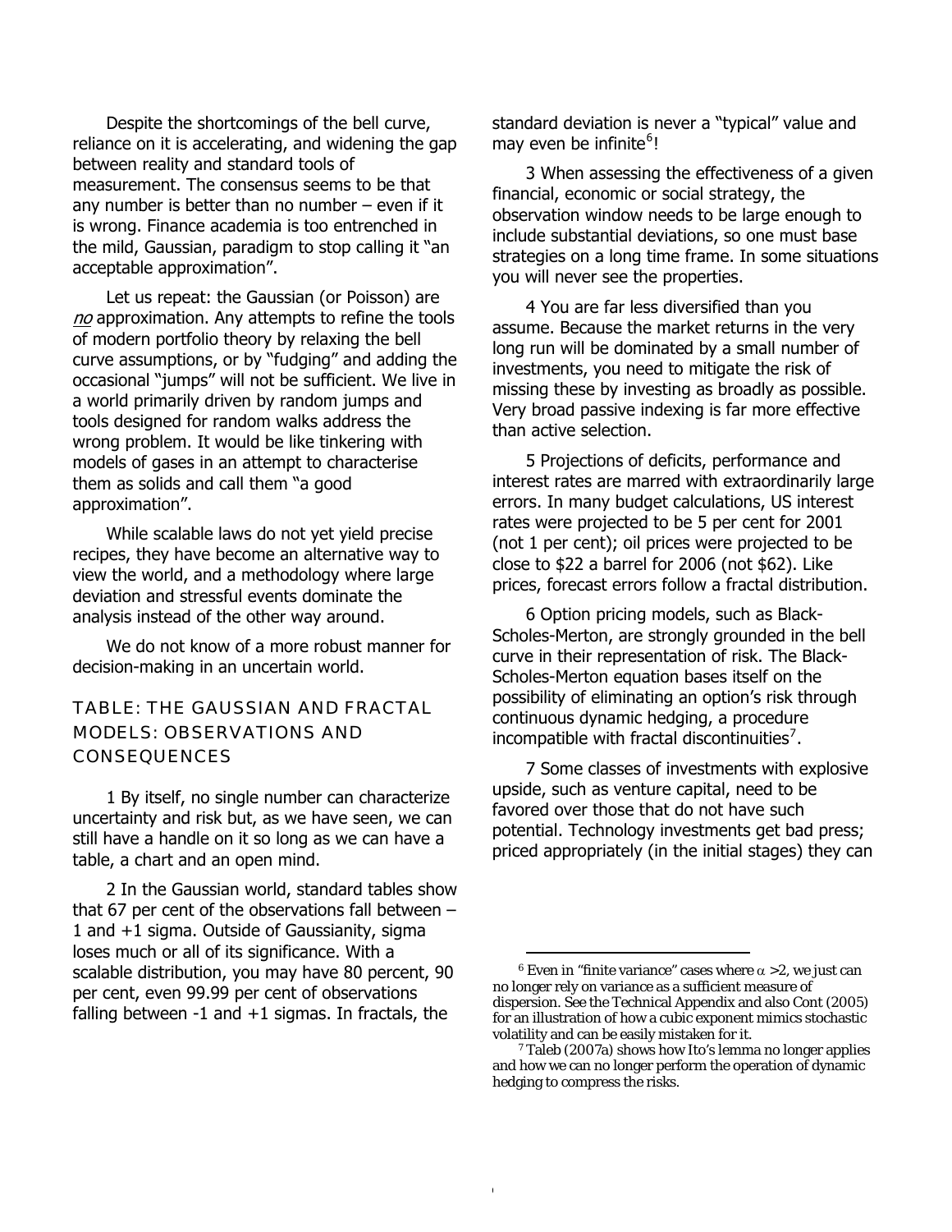Despite the shortcomings of the bell curve, reliance on it is accelerating, and widening the gap between reality and standard tools of measurement. The consensus seems to be that any number is better than no number – even if it is wrong. Finance academia is too entrenched in the mild, Gaussian, paradigm to stop calling it "an acceptable approximation".

Let us repeat: the Gaussian (or Poisson) are *no* approximation. Any attempts to refine the tools of modern portfolio theory by relaxing the bell curve assumptions, or by "fudging" and adding the occasional "jumps" will not be sufficient. We live in a world primarily driven by random jumps and tools designed for random walks address the wrong problem. It would be like tinkering with models of gases in an attempt to characterise them as solids and call them "a good approximation".

While scalable laws do not yet yield precise recipes, they have become an alternative way to view the world, and a methodology where large deviation and stressful events dominate the analysis instead of the other way around.

We do not know of a more robust manner for decision-making in an uncertain world.

## TABLE: THE GAUSSIAN AND FRACTAL MODELS: OBSERVATIONS AND CONSEQUENCES

1 By itself, no single number can characterize uncertainty and risk but, as we have seen, we can still have a handle on it so long as we can have a table, a chart and an open mind.

2 In the Gaussian world, standard tables show that 67 per cent of the observations fall between –1 and +1 sigma. Outside of Gaussianity, sigma loses much or all of its significance. With a scalable distribution, you may have 80 percent, 90 per cent, even 99.99 per cent of observations falling between -1 and +1 sigmas. In fractals, the standard deviation is never a "typical" value and may even be infinite[6]!

3 When assessing the effectiveness of a given financial, economic or social strategy, the observation window needs to be large enough to include substantial deviations, so one must base strategies on a long time frame. In some situations you will never see the properties.

4 You are far less diversified than you assume. Because the market returns in the very long run will be dominated by a small number of investments, you need to mitigate the risk of missing these by investing as broadly as possible. Very broad passive indexing is far more effective than active selection.

5 Projections of deficits, performance and interest rates are marred with extraordinarily large errors. In many budget calculations, US interest rates were projected to be 5 per cent for 2001 (not 1 per cent); oil prices were projected to be close to \$22 a barrel for 2006 (not \$62). Like prices, forecast errors follow a fractal distribution.

6 Option pricing models, such as Black-Scholes-Merton, are strongly grounded in the bell curve in their representation of risk. The Black-Scholes-Merton equation bases itself on the possibility of eliminating an option's risk through continuous dynamic hedging, a procedure incompatible with fractal discontinuities[7].

7 Some classes of investments with explosive upside, such as venture capital, need to be favored over those that do not have such potential. Technology investments get bad press; priced appropriately (in the initial stages) they can

---

[6] Even in "finite variance" cases where $\alpha > 2$, we just can no longer rely on variance as a sufficient measure of dispersion. See the Technical Appendix and also Cont (2005) for an illustration of how a cubic exponent mimics stochastic volatility and can be easily mistaken for it.

[7] Taleb (2007a) shows how Ito's lemma no longer applies and how we can no longer perform the operation of dynamic hedging to compress the risks.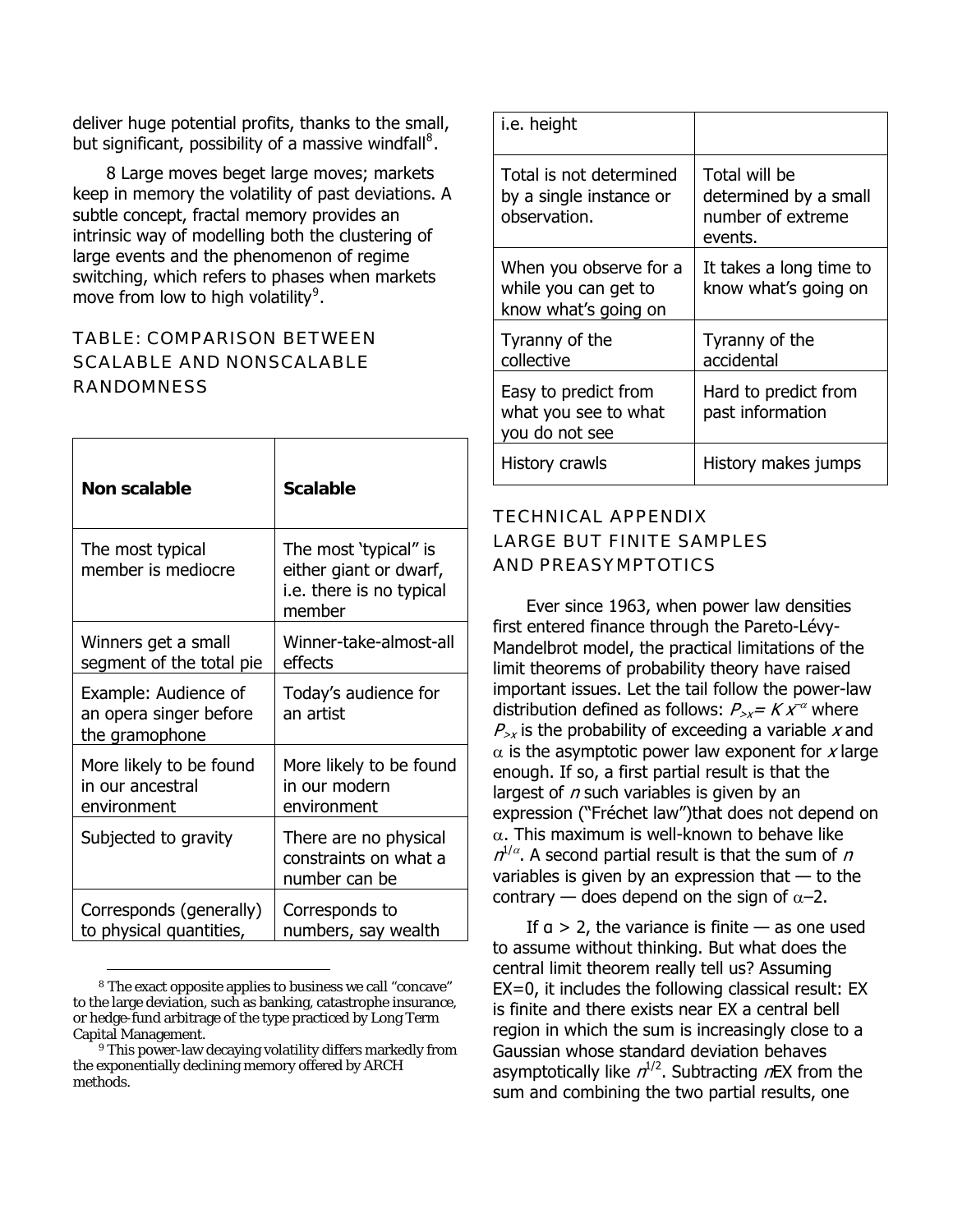deliver huge potential profits, thanks to the small, but significant, possibility of a massive windfall[8].

8 Large moves beget large moves; markets keep in memory the volatility of past deviations. A subtle concept, fractal memory provides an intrinsic way of modelling both the clustering of large events and the phenomenon of regime switching, which refers to phases when markets move from low to high volatility[9].

### TABLE: COMPARISON BETWEEN SCALABLE AND NONSCALABLE RANDOMNESS

| **Non scalable** | **Scalable** |
|---|---|
| The most typical member is mediocre | The most 'typical" is either giant or dwarf, i.e. there is no typical member |
| Winners get a small segment of the total pie | Winner-take-almost-all effects |
| Example: Audience of an opera singer before the gramophone | Today's audience for an artist |
| More likely to be found in our ancestral environment | More likely to be found in our modern environment |
| Subjected to gravity | There are no physical constraints on what a number can be |
| Corresponds (generally) to physical quantities, i.e. height | Corresponds to numbers, say wealth |
| Total is not determined by a single instance or observation. | Total will be determined by a small number of extreme events. |
| When you observe for a while you can get to know what's going on | It takes a long time to know what's going on |
| Tyranny of the collective | Tyranny of the accidental |
| Easy to predict from what you see to what you do not see | Hard to predict from past information |
| History crawls | History makes jumps |

## TECHNICAL APPENDIX
## LARGE BUT FINITE SAMPLES AND PREASYMPTOTICS

Ever since 1963, when power law densities first entered finance through the Pareto-Lévy-Mandelbrot model, the practical limitations of the limit theorems of probability theory have raised important issues. Let the tail follow the power-law distribution defined as follows: $P_{>x} = K x^{-\alpha}$ where $P_{>x}$ is the probability of exceeding a variable $x$ and $\alpha$ is the asymptotic power law exponent for $x$ large enough. If so, a first partial result is that the largest of $n$ such variables is given by an expression ("Fréchet law")that does not depend on $\alpha$. This maximum is well-known to behave like $n^{1/\alpha}$. A second partial result is that the sum of $n$ variables is given by an expression that — to the contrary — does depend on the sign of $\alpha$–2.

If $\alpha > 2$, the variance is finite — as one used to assume without thinking. But what does the central limit theorem really tell us? Assuming EX=0, it includes the following classical result: EX is finite and there exists near EX a central bell region in which the sum is increasingly close to a Gaussian whose standard deviation behaves asymptotically like $n^{1/2}$. Subtracting $n$EX from the sum and combining the two partial results, one

[8] The exact opposite applies to business we call "concave" to the large deviation, such as banking, catastrophe insurance, or hedge-fund arbitrage of the type practiced by Long Term Capital Management.

[9] This power-law decaying volatility differs markedly from the exponentially declining memory offered by ARCH methods.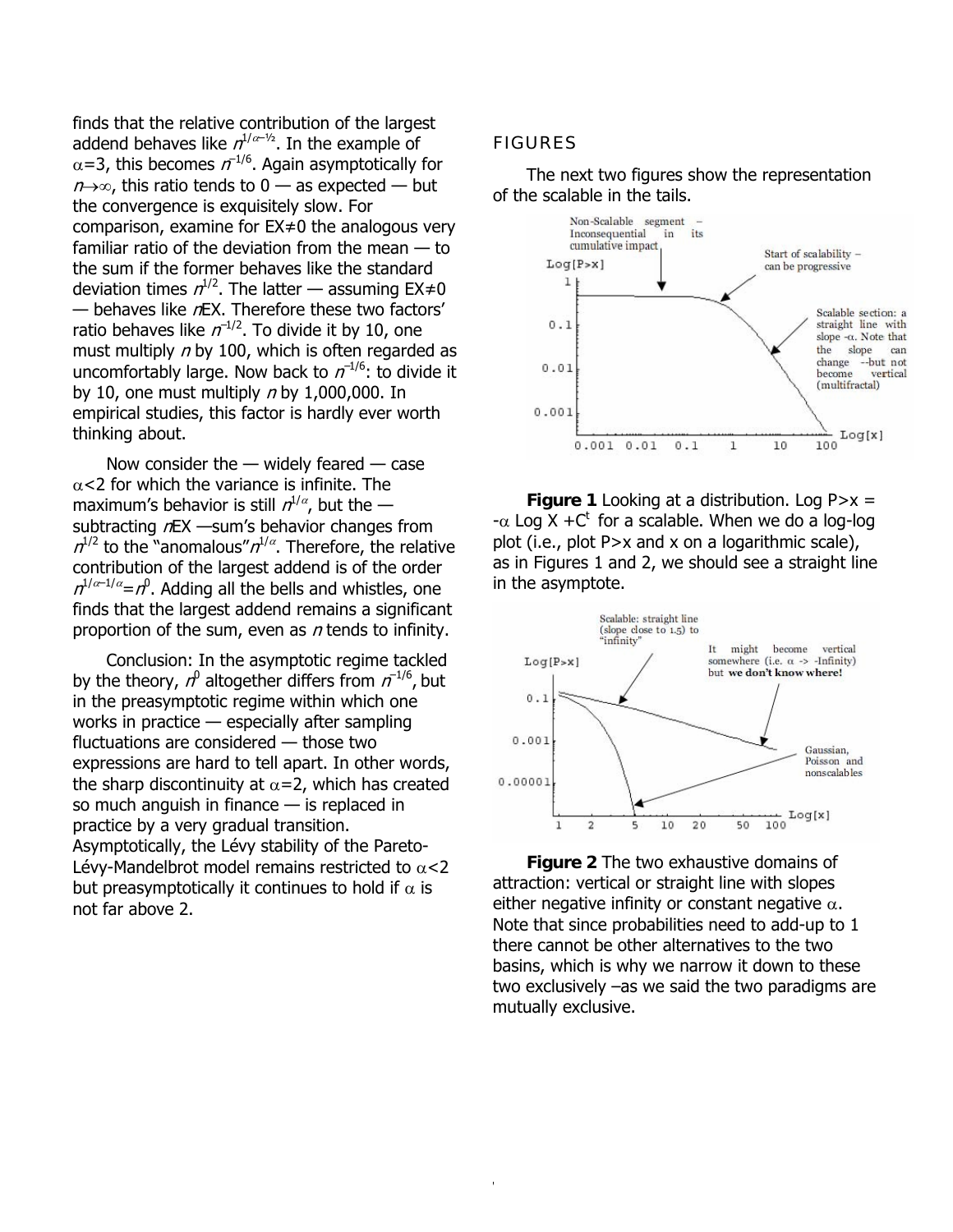finds that the relative contribution of the largest addend behaves like $n^{1/\alpha-1/2}$. In the example of $\alpha=3$, this becomes $n^{-1/6}$. Again asymptotically for $n\to\infty$, this ratio tends to 0 — as expected — but the convergence is exquisitely slow. For comparison, examine for $EX\neq0$ the analogous very familiar ratio of the deviation from the mean — to the sum if the former behaves like the standard deviation times $n^{1/2}$. The latter — assuming $EX\neq0$ — behaves like $nEX$. Therefore these two factors' ratio behaves like $n^{-1/2}$. To divide it by 10, one must multiply $n$ by 100, which is often regarded as uncomfortably large. Now back to $n^{-1/6}$: to divide it by 10, one must multiply $n$ by 1,000,000. In empirical studies, this factor is hardly ever worth thinking about.

Now consider the — widely feared — case $\alpha<2$ for which the variance is infinite. The maximum's behavior is still $n^{1/\alpha}$, but the — subtracting $nEX$ —sum's behavior changes from $n^{1/2}$ to the "anomalous" $n^{1/\alpha}$. Therefore, the relative contribution of the largest addend is of the order $n^{1/\alpha-1/\alpha}=n^0$. Adding all the bells and whistles, one finds that the largest addend remains a significant proportion of the sum, even as $n$ tends to infinity.

Conclusion: In the asymptotic regime tackled by the theory, $n^0$ altogether differs from $n^{-1/6}$, but in the preasymptotic regime within which one works in practice — especially after sampling fluctuations are considered — those two expressions are hard to tell apart. In other words, the sharp discontinuity at $\alpha=2$, which has created so much anguish in finance — is replaced in practice by a very gradual transition. Asymptotically, the Lévy stability of the Pareto-Lévy-Mandelbrot model remains restricted to $\alpha<2$ but preasymptotically it continues to hold if $\alpha$ is not far above 2.

## FIGURES

The next two figures show the representation of the scalable in the tails.

**Figure 1** Looking at a distribution. Log $P>x = -\alpha$ Log $X + C^t$ for a scalable. When we do a log-log plot (i.e., plot $P>x$ and $x$ on a logarithmic scale), as in Figures 1 and 2, we should see a straight line in the asymptote.

**Figure 2** The two exhaustive domains of attraction: vertical or straight line with slopes either negative infinity or constant negative $\alpha$. Note that since probabilities need to add-up to 1 there cannot be other alternatives to the two basins, which is why we narrow it down to these two exclusively –as we said the two paradigms are mutually exclusive.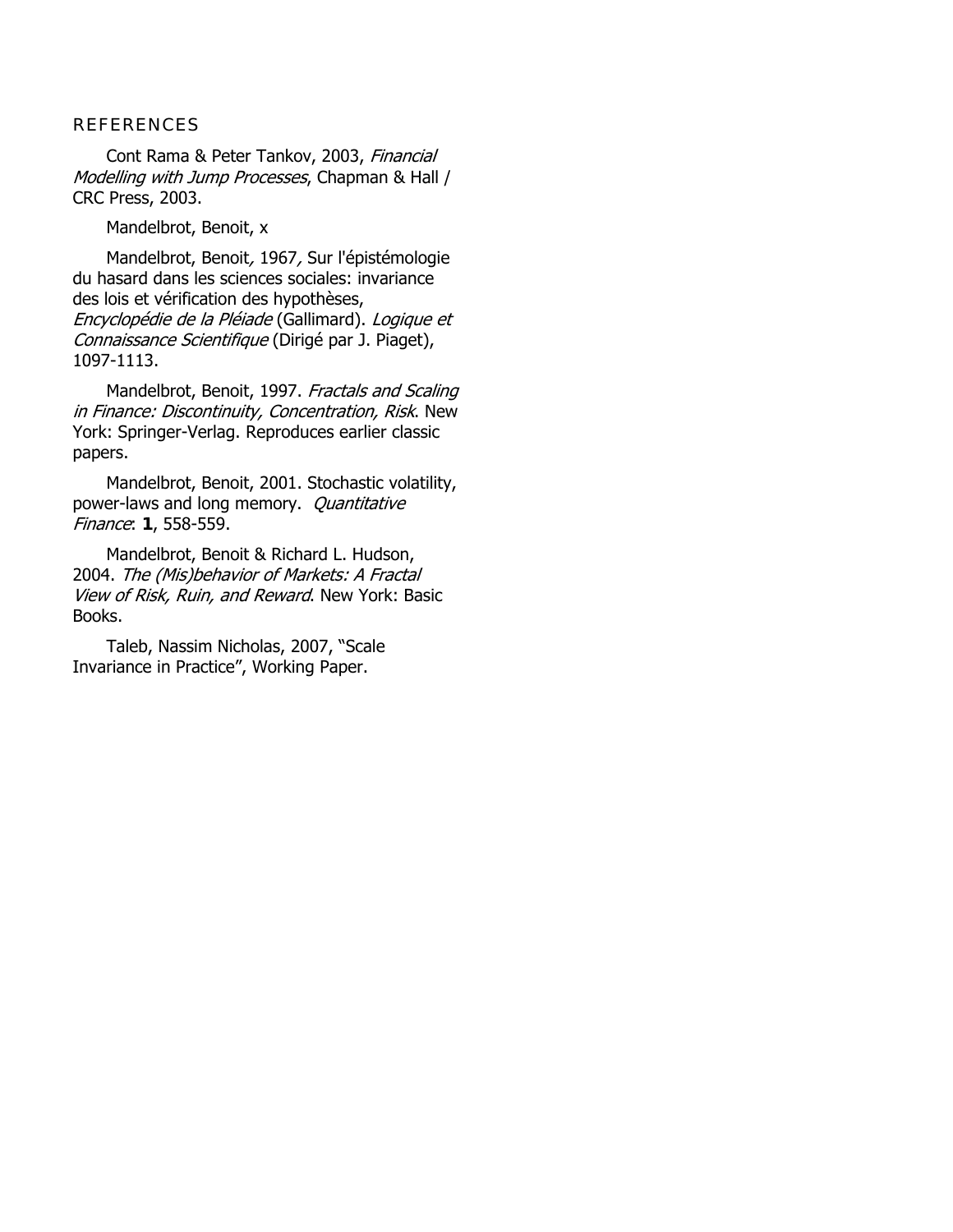## REFERENCES

Cont Rama & Peter Tankov, 2003, *Financial Modelling with Jump Processes*, Chapman & Hall / CRC Press, 2003.

Mandelbrot, Benoit, x

Mandelbrot, Benoit*,* 1967*,* Sur l'épistémologie du hasard dans les sciences sociales: invariance des lois et vérification des hypothèses, *Encyclopédie de la Pléiade* (Gallimard). *Logique et Connaissance Scientifique* (Dirigé par J. Piaget), 1097-1113.

Mandelbrot, Benoit, 1997. *Fractals and Scaling in Finance: Discontinuity, Concentration, Risk*. New York: Springer-Verlag. Reproduces earlier classic papers.

Mandelbrot, Benoit, 2001. Stochastic volatility, power-laws and long memory. *Quantitative Finance*: **1**, 558-559.

Mandelbrot, Benoit & Richard L. Hudson, 2004. *The (Mis)behavior of Markets: A Fractal View of Risk, Ruin, and Reward*. New York: Basic Books.

Taleb, Nassim Nicholas, 2007, "Scale Invariance in Practice", Working Paper.